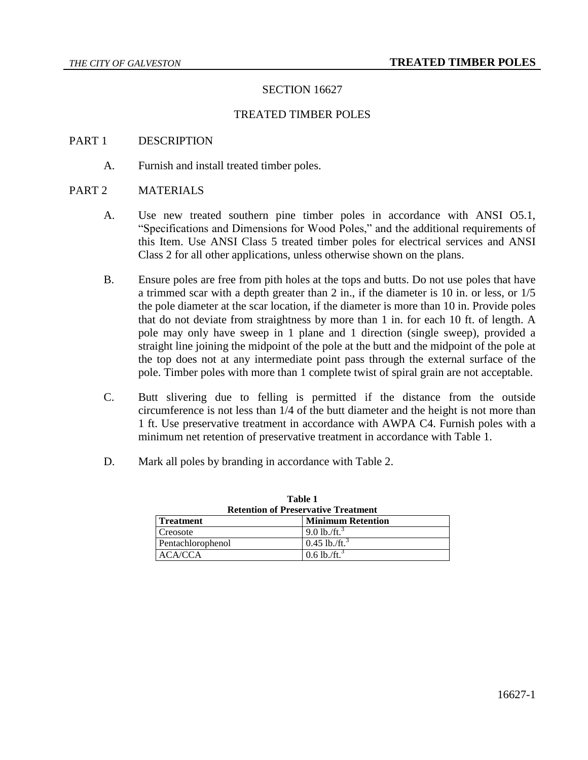# SECTION 16627

## TREATED TIMBER POLES

### PART 1 DESCRIPTION

A. Furnish and install treated timber poles.

### PART 2 MATERIALS

A. Use new treated southern pine timber poles in accordance with ANSI O5.1, "Specifications and Dimensions for Wood Poles," and the additional requirements of this Item. Use ANSI Class 5 treated timber poles for electrical services and ANSI Class 2 for all other applications, unless otherwise shown on the plans.

B. Ensure poles are free from pith holes at the tops and butts. Do not use poles that have a trimmed scar with a depth greater than 2 in., if the diameter is 10 in. or less, or 1/5 the pole diameter at the scar location, if the diameter is more than 10 in. Provide poles that do not deviate from straightness by more than 1 in. for each 10 ft. of length. A pole may only have sweep in 1 plane and 1 direction (single sweep), provided a straight line joining the midpoint of the pole at the butt and the midpoint of the pole at the top does not at any intermediate point pass through the external surface of the pole. Timber poles with more than 1 complete twist of spiral grain are not acceptable.

C. Butt slivering due to felling is permitted if the distance from the outside circumference is not less than 1/4 of the butt diameter and the height is not more than 1 ft. Use preservative treatment in accordance with AWPA C4. Furnish poles with a minimum net retention of preservative treatment in accordance with Table 1.

D. Mark all poles by branding in accordance with Table 2.

**Table 1**
**Retention of Preservative Treatment**

| Treatment | Minimum Retention |
| --- | --- |
| Creosote | 9.0 lb./ft.$^3$ |
| Pentachlorophenol | 0.45 lb./ft.$^3$ |
| ACA/CCA | 0.6 lb./ft.$^3$ |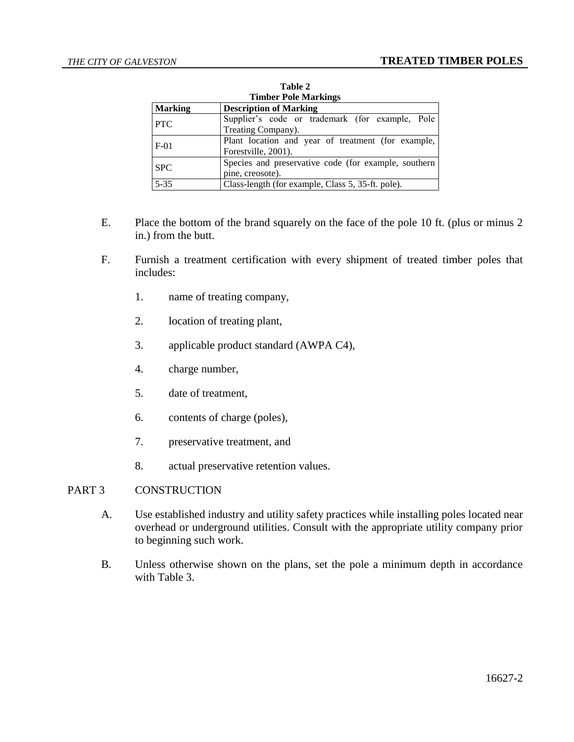**Table 2**
**Timber Pole Markings**

| Marking | Description of Marking |
|---|---|
| PTC | Supplier's code or trademark (for example, Pole Treating Company). |
| F-01 | Plant location and year of treatment (for example, Forestville, 2001). |
| SPC | Species and preservative code (for example, southern pine, creosote). |
| 5-35 | Class-length (for example, Class 5, 35-ft. pole). |

E. Place the bottom of the brand squarely on the face of the pole 10 ft. (plus or minus 2 in.) from the butt.

F. Furnish a treatment certification with every shipment of treated timber poles that includes:

1. name of treating company,
2. location of treating plant,
3. applicable product standard (AWPA C4),
4. charge number,
5. date of treatment,
6. contents of charge (poles),
7. preservative treatment, and
8. actual preservative retention values.

## PART 3 CONSTRUCTION

A. Use established industry and utility safety practices while installing poles located near overhead or underground utilities. Consult with the appropriate utility company prior to beginning such work.

B. Unless otherwise shown on the plans, set the pole a minimum depth in accordance with Table 3.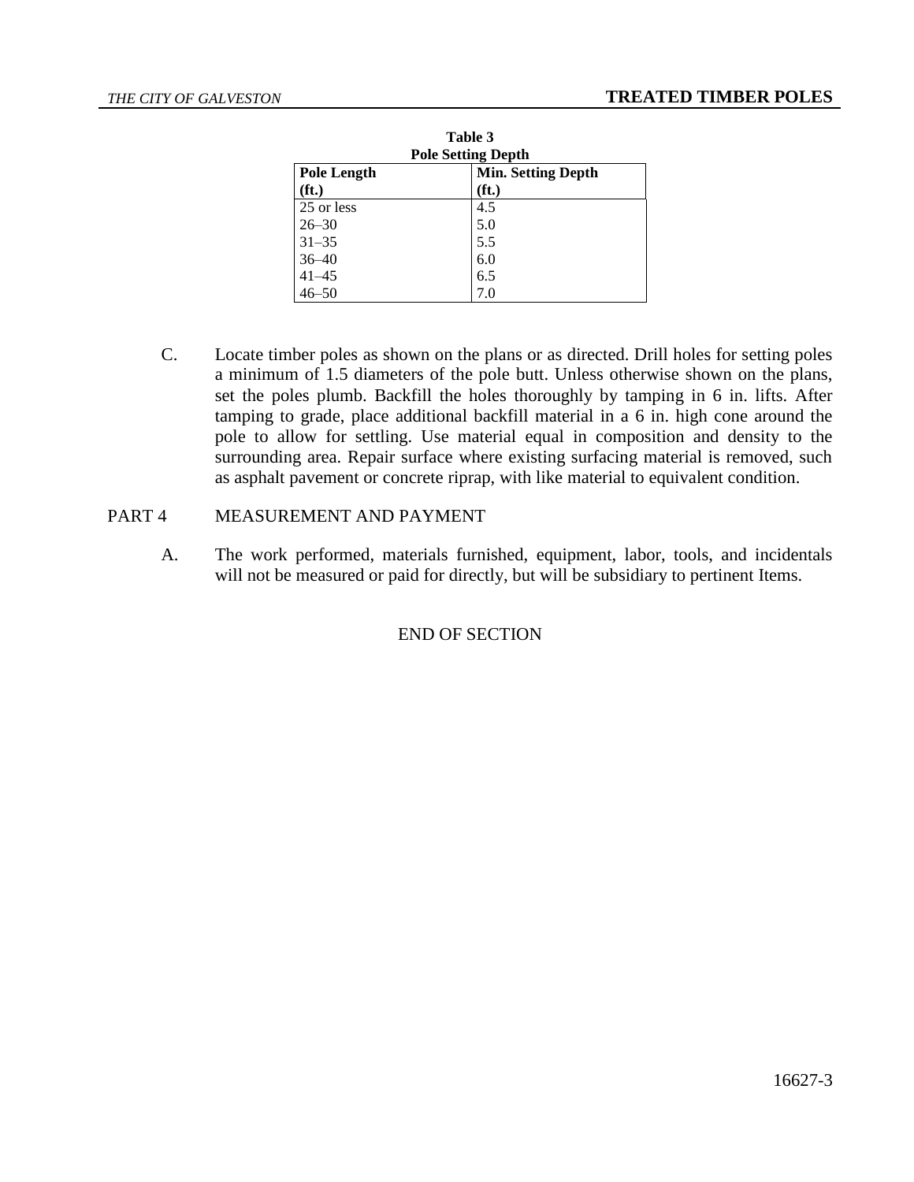**Table 3**
**Pole Setting Depth**

| Pole Length (ft.) | Min. Setting Depth (ft.) |
|---|---|
| 25 or less | 4.5 |
| 26–30 | 5.0 |
| 31–35 | 5.5 |
| 36–40 | 6.0 |
| 41–45 | 6.5 |
| 46–50 | 7.0 |

C. Locate timber poles as shown on the plans or as directed. Drill holes for setting poles a minimum of 1.5 diameters of the pole butt. Unless otherwise shown on the plans, set the poles plumb. Backfill the holes thoroughly by tamping in 6 in. lifts. After tamping to grade, place additional backfill material in a 6 in. high cone around the pole to allow for settling. Use material equal in composition and density to the surrounding area. Repair surface where existing surfacing material is removed, such as asphalt pavement or concrete riprap, with like material to equivalent condition.

## PART 4 MEASUREMENT AND PAYMENT

A. The work performed, materials furnished, equipment, labor, tools, and incidentals will not be measured or paid for directly, but will be subsidiary to pertinent Items.

END OF SECTION